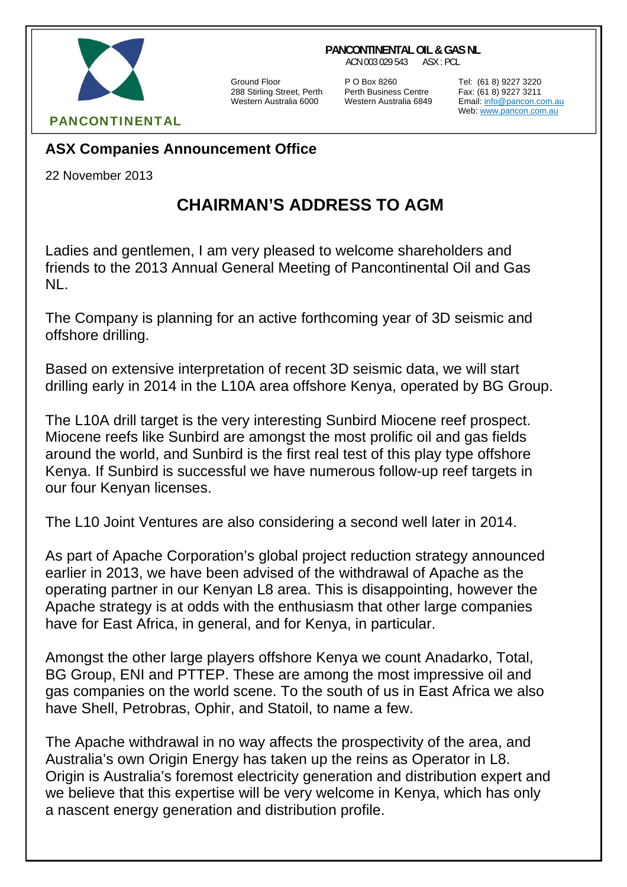PANCONTINENTAL

**PANCONTINENTAL OIL & GAS NL**
ACN 003 029 543 ASX : PCL

Ground Floor
288 Stirling Street, Perth
Western Australia 6000

P O Box 8260
Perth Business Centre
Western Australia 6849

Tel: (61 8) 9227 3220
Fax: (61 8) 9227 3211
Email: info@pancon.com.au
Web: www.pancon.com.au

## ASX Companies Announcement Office

22 November 2013

# CHAIRMAN'S ADDRESS TO AGM

Ladies and gentlemen, I am very pleased to welcome shareholders and friends to the 2013 Annual General Meeting of Pancontinental Oil and Gas NL.

The Company is planning for an active forthcoming year of 3D seismic and offshore drilling.

Based on extensive interpretation of recent 3D seismic data, we will start drilling early in 2014 in the L10A area offshore Kenya, operated by BG Group.

The L10A drill target is the very interesting Sunbird Miocene reef prospect. Miocene reefs like Sunbird are amongst the most prolific oil and gas fields around the world, and Sunbird is the first real test of this play type offshore Kenya. If Sunbird is successful we have numerous follow-up reef targets in our four Kenyan licenses.

The L10 Joint Ventures are also considering a second well later in 2014.

As part of Apache Corporation's global project reduction strategy announced earlier in 2013, we have been advised of the withdrawal of Apache as the operating partner in our Kenyan L8 area. This is disappointing, however the Apache strategy is at odds with the enthusiasm that other large companies have for East Africa, in general, and for Kenya, in particular.

Amongst the other large players offshore Kenya we count Anadarko, Total, BG Group, ENI and PTTEP. These are among the most impressive oil and gas companies on the world scene. To the south of us in East Africa we also have Shell, Petrobras, Ophir, and Statoil, to name a few.

The Apache withdrawal in no way affects the prospectivity of the area, and Australia's own Origin Energy has taken up the reins as Operator in L8. Origin is Australia's foremost electricity generation and distribution expert and we believe that this expertise will be very welcome in Kenya, which has only a nascent energy generation and distribution profile.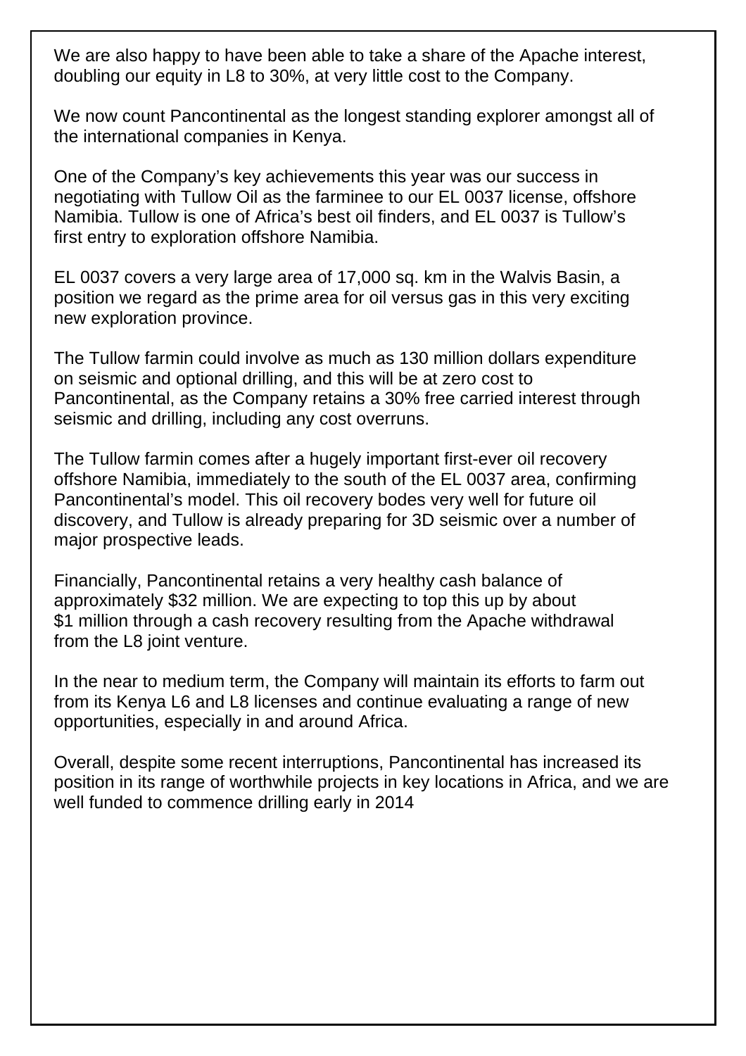We are also happy to have been able to take a share of the Apache interest, doubling our equity in L8 to 30%, at very little cost to the Company.

We now count Pancontinental as the longest standing explorer amongst all of the international companies in Kenya.

One of the Company's key achievements this year was our success in negotiating with Tullow Oil as the farminee to our EL 0037 license, offshore Namibia. Tullow is one of Africa's best oil finders, and EL 0037 is Tullow's first entry to exploration offshore Namibia.

EL 0037 covers a very large area of 17,000 sq. km in the Walvis Basin, a position we regard as the prime area for oil versus gas in this very exciting new exploration province.

The Tullow farmin could involve as much as 130 million dollars expenditure on seismic and optional drilling, and this will be at zero cost to Pancontinental, as the Company retains a 30% free carried interest through seismic and drilling, including any cost overruns.

The Tullow farmin comes after a hugely important first-ever oil recovery offshore Namibia, immediately to the south of the EL 0037 area, confirming Pancontinental's model. This oil recovery bodes very well for future oil discovery, and Tullow is already preparing for 3D seismic over a number of major prospective leads.

Financially, Pancontinental retains a very healthy cash balance of approximately $32 million. We are expecting to top this up by about $1 million through a cash recovery resulting from the Apache withdrawal from the L8 joint venture.

In the near to medium term, the Company will maintain its efforts to farm out from its Kenya L6 and L8 licenses and continue evaluating a range of new opportunities, especially in and around Africa.

Overall, despite some recent interruptions, Pancontinental has increased its position in its range of worthwhile projects in key locations in Africa, and we are well funded to commence drilling early in 2014